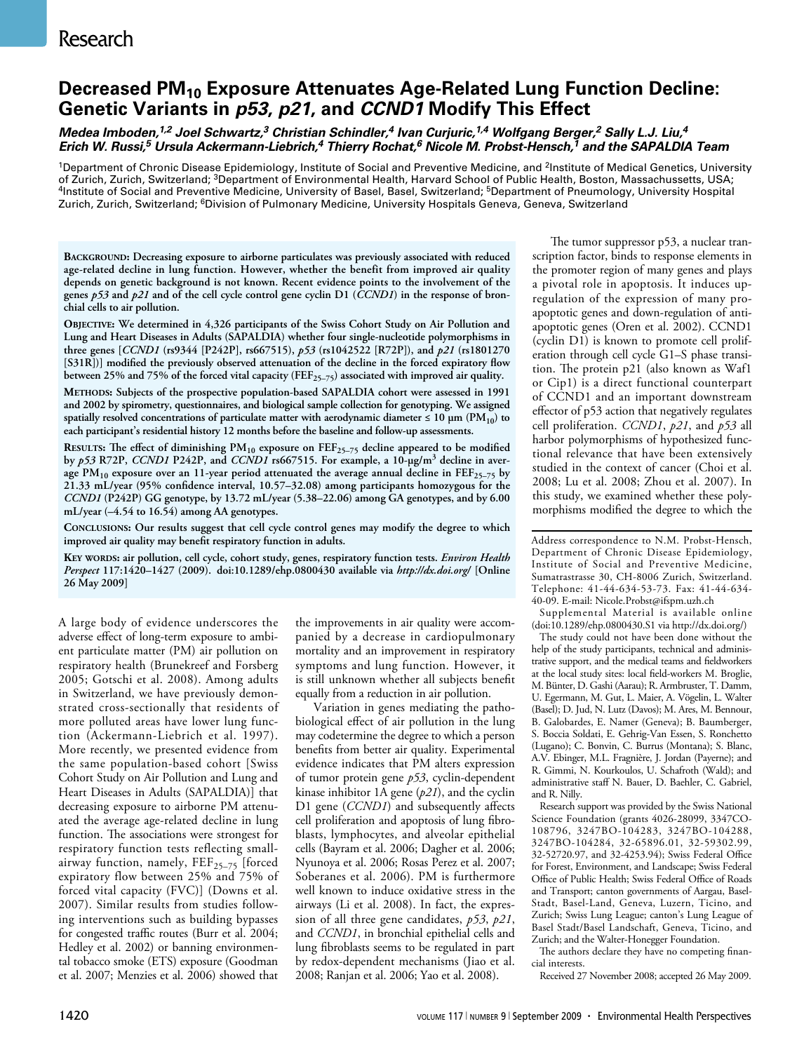# Decreased $PM_{10}$ Exposure Attenuates Age-Related Lung Function Decline: Genetic Variants in *p53*, *p21*, and *CCND1* Modify This Effect

***Medea Imboden,[1,2] Joel Schwartz,[3] Christian Schindler,[4] Ivan Curjuric,[1,4] Wolfgang Berger,[2] Sally L.J. Liu,[4] Erich W. Russi,[5] Ursula Ackermann-Liebrich,[4] Thierry Rochat,[6] Nicole M. Probst-Hensch,[1] and the SAPALDIA Team***

[1]Department of Chronic Disease Epidemiology, Institute of Social and Preventive Medicine, and [2]Institute of Medical Genetics, University of Zurich, Zurich, Switzerland; [3]Department of Environmental Health, Harvard School of Public Health, Boston, Massachussetts, USA; [4]Institute of Social and Preventive Medicine, University of Basel, Basel, Switzerland; [5]Department of Pneumology, University Hospital Zurich, Zurich, Switzerland; [6]Division of Pulmonary Medicine, University Hospitals Geneva, Geneva, Switzerland

**Background: Decreasing exposure to airborne particulates was previously associated with reduced age-related decline in lung function. However, whether the benefit from improved air quality depends on genetic background is not known. Recent evidence points to the involvement of the genes *p53* and *p21* and of the cell cycle control gene cyclin D1 (*CCND1*) in the response of bronchial cells to air pollution.**

**Objective: We determined in 4,326 participants of the Swiss Cohort Study on Air Pollution and Lung and Heart Diseases in Adults (SAPALDIA) whether four single-nucleotide polymorphisms in three genes [*CCND1* (rs9344 [P242P], rs667515), *p53* (rs1042522 [R72P]), and *p21* (rs1801270 [S31R])] modified the previously observed attenuation of the decline in the forced expiratory flow between 25% and 75% of the forced vital capacity ($FEF_{25–75}$) associated with improved air quality.**

**Methods: Subjects of the prospective population-based SAPALDIA cohort were assessed in 1991 and 2002 by spirometry, questionnaires, and biological sample collection for genotyping. We assigned spatially resolved concentrations of particulate matter with aerodynamic diameter ≤ 10 µm ($PM_{10}$) to each participant's residential history 12 months before the baseline and follow-up assessments.**

**Results: The effect of diminishing $PM_{10}$ exposure on $FEF_{25–75}$ decline appeared to be modified by *p53* R72P, *CCND1* P242P, and *CCND1* rs667515. For example, a 10-µg/m$^3$ decline in average $PM_{10}$ exposure over an 11-year period attenuated the average annual decline in $FEF_{25–75}$ by 21.33 mL/year (95% confidence interval, 10.57–32.08) among participants homozygous for the *CCND1* (P242P) GG genotype, by 13.72 mL/year (5.38–22.06) among GA genotypes, and by 6.00 mL/year (–4.54 to 16.54) among AA genotypes.**

**Conclusions: Our results suggest that cell cycle control genes may modify the degree to which improved air quality may benefit respiratory function in adults.**

**Key words: air pollution, cell cycle, cohort study, genes, respiratory function tests. *Environ Health Perspect* 117:1420–1427 (2009). doi:10.1289/ehp.0800430 available via *http://dx.doi.org/* [Online 26 May 2009]**

A large body of evidence underscores the adverse effect of long-term exposure to ambient particulate matter (PM) air pollution on respiratory health (Brunekreef and Forsberg 2005; Gotschi et al. 2008). Among adults in Switzerland, we have previously demonstrated cross-sectionally that residents of more polluted areas have lower lung function (Ackermann-Liebrich et al. 1997). More recently, we presented evidence from the same population-based cohort [Swiss Cohort Study on Air Pollution and Lung and Heart Diseases in Adults (SAPALDIA)] that decreasing exposure to airborne PM attenuated the average age-related decline in lung function. The associations were strongest for respiratory function tests reflecting small-airway function, namely, $FEF_{25–75}$ [forced expiratory flow between 25% and 75% of forced vital capacity (FVC)] (Downs et al. 2007). Similar results from studies following interventions such as building bypasses for congested traffic routes (Burr et al. 2004; Hedley et al. 2002) or banning environmental tobacco smoke (ETS) exposure (Goodman et al. 2007; Menzies et al. 2006) showed that the improvements in air quality were accompanied by a decrease in cardiopulmonary mortality and an improvement in respiratory symptoms and lung function. However, it is still unknown whether all subjects benefit equally from a reduction in air pollution.

Variation in genes mediating the pathobiological effect of air pollution in the lung may codetermine the degree to which a person benefits from better air quality. Experimental evidence indicates that PM alters expression of tumor protein gene *p53*, cyclin-dependent kinase inhibitor 1A gene (*p21*), and the cyclin D1 gene (*CCND1*) and subsequently affects cell proliferation and apoptosis of lung fibroblasts, lymphocytes, and alveolar epithelial cells (Bayram et al. 2006; Dagher et al. 2006; Nyunoya et al. 2006; Rosas Perez et al. 2007; Soberanes et al. 2006). PM is furthermore well known to induce oxidative stress in the airways (Li et al. 2008). In fact, the expression of all three gene candidates, *p53*, *p21*, and *CCND1*, in bronchial epithelial cells and lung fibroblasts seems to be regulated in part by redox-dependent mechanisms (Jiao et al. 2008; Ranjan et al. 2006; Yao et al. 2008).

The tumor suppressor p53, a nuclear transcription factor, binds to response elements in the promoter region of many genes and plays a pivotal role in apoptosis. It induces up-regulation of the expression of many pro-apoptotic genes and down-regulation of anti-apoptotic genes (Oren et al. 2002). CCND1 (cyclin D1) is known to promote cell proliferation through cell cycle G1–S phase transition. The protein p21 (also known as Waf1 or Cip1) is a direct functional counterpart of CCND1 and an important downstream effector of p53 action that negatively regulates cell proliferation. *CCND1*, *p21*, and *p53* all harbor polymorphisms of hypothesized functional relevance that have been extensively studied in the context of cancer (Choi et al. 2008; Lu et al. 2008; Zhou et al. 2007). In this study, we examined whether these polymorphisms modified the degree to which the

---

Address correspondence to N.M. Probst-Hensch, Department of Chronic Disease Epidemiology, Institute of Social and Preventive Medicine, Sumatrastrasse 30, CH-8006 Zurich, Switzerland. Telephone: 41-44-634-53-73. Fax: 41-44-634-40-09. E-mail: Nicole.Probst@ifspm.uzh.ch

Supplemental Material is available online (doi:10.1289/ehp.0800430.S1 via http://dx.doi.org/)

The study could not have been done without the help of the study participants, technical and administrative support, and the medical teams and fieldworkers at the local study sites: local field-workers M. Broglie, M. Bünter, D. Gashi (Aarau); R. Armbruster, T. Damm, U. Egermann, M. Gut, L. Maier, A. Vögelin, L. Walter (Basel); D. Jud, N. Lutz (Davos); M. Ares, M. Bennour, B. Galobardes, E. Namer (Geneva); B. Baumberger, S. Boccia Soldati, E. Gehrig-Van Essen, S. Ronchetto (Lugano); C. Bonvin, C. Burrus (Montana); S. Blanc, A.V. Ebinger, M.L. Fragnière, J. Jordan (Payerne); and R. Gimmi, N. Kourkoulos, U. Schafroth (Wald); and administrative staff N. Bauer, D. Baehler, C. Gabriel, and R. Nilly.

Research support was provided by the Swiss National Science Foundation (grants 4026-28099, 3347CO-108796, 3247BO-104283, 3247BO-104288, 3247BO-104284, 32-65896.01, 32-59302.99, 32-52720.97, and 32-4253.94); Swiss Federal Office for Forest, Environment, and Landscape; Swiss Federal Office of Public Health; Swiss Federal Office of Roads and Transport; canton governments of Aargau, Basel-Stadt, Basel-Land, Geneva, Luzern, Ticino, and Zurich; Swiss Lung League; canton's Lung League of Basel Stadt/Basel Landschaft, Geneva, Ticino, and Zurich; and the Walter-Honegger Foundation.

The authors declare they have no competing financial interests.

Received 27 November 2008; accepted 26 May 2009.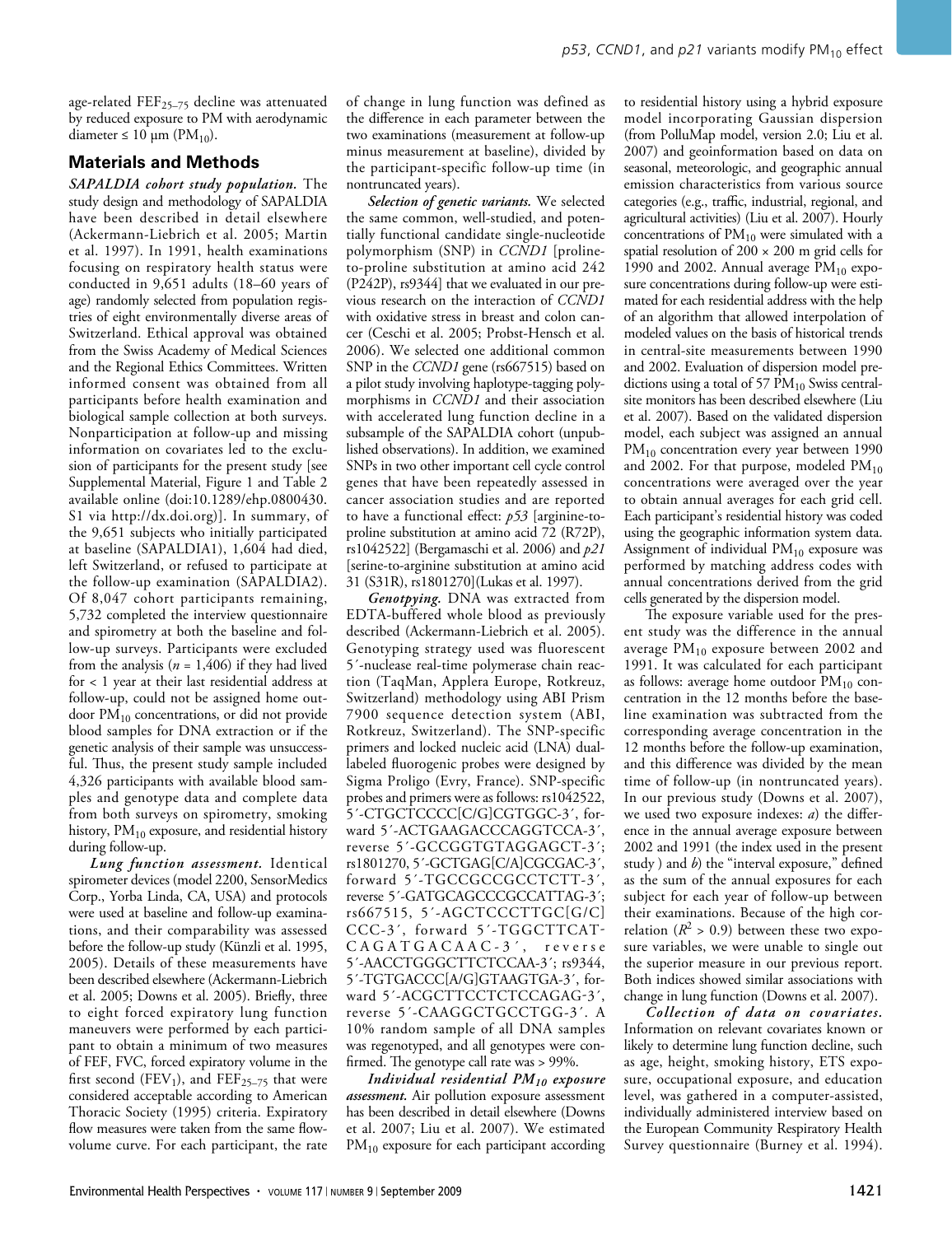age-related $FEF_{25–75}$ decline was attenuated by reduced exposure to PM with aerodynamic diameter ≤ 10 µm ($PM_{10}$).

## Materials and Methods

***SAPALDIA cohort study population.*** The study design and methodology of SAPALDIA have been described in detail elsewhere (Ackermann-Liebrich et al. 2005; Martin et al. 1997). In 1991, health examinations focusing on respiratory health status were conducted in 9,651 adults (18–60 years of age) randomly selected from population registries of eight environmentally diverse areas of Switzerland. Ethical approval was obtained from the Swiss Academy of Medical Sciences and the Regional Ethics Committees. Written informed consent was obtained from all participants before health examination and biological sample collection at both surveys. Nonparticipation at follow-up and missing information on covariates led to the exclusion of participants for the present study [see Supplemental Material, Figure 1 and Table 2 available online (doi:10.1289/ehp.0800430.S1 via http://dx.doi.org)]. In summary, of the 9,651 subjects who initially participated at baseline (SAPALDIA1), 1,604 had died, left Switzerland, or refused to participate at the follow-up examination (SAPALDIA2). Of 8,047 cohort participants remaining, 5,732 completed the interview questionnaire and spirometry at both the baseline and follow-up surveys. Participants were excluded from the analysis ($n$ = 1,406) if they had lived for < 1 year at their last residential address at follow-up, could not be assigned home outdoor $PM_{10}$ concentrations, or did not provide blood samples for DNA extraction or if the genetic analysis of their sample was unsuccessful. Thus, the present study sample included 4,326 participants with available blood samples and genotype data and complete data from both surveys on spirometry, smoking history, $PM_{10}$ exposure, and residential history during follow-up.

***Lung function assessment.*** Identical spirometer devices (model 2200, SensorMedics Corp., Yorba Linda, CA, USA) and protocols were used at baseline and follow-up examinations, and their comparability was assessed before the follow-up study (Künzli et al. 1995, 2005). Details of these measurements have been described elsewhere (Ackermann-Liebrich et al. 2005; Downs et al. 2005). Briefly, three to eight forced expiratory lung function maneuvers were performed by each participant to obtain a minimum of two measures of FEF, FVC, forced expiratory volume in the first second ($FEV_1$), and $FEF_{25–75}$ that were considered acceptable according to American Thoracic Society (1995) criteria. Expiratory flow measures were taken from the same flow-volume curve. For each participant, the rate of change in lung function was defined as the difference in each parameter between the two examinations (measurement at follow-up minus measurement at baseline), divided by the participant-specific follow-up time (in nontruncated years).

***Selection of genetic variants.*** We selected the same common, well-studied, and potentially functional candidate single-nucleotide polymorphism (SNP) in *CCND1* [proline-to-proline substitution at amino acid 242 (P242P), rs9344] that we evaluated in our previous research on the interaction of *CCND1* with oxidative stress in breast and colon cancer (Ceschi et al. 2005; Probst-Hensch et al. 2006). We selected one additional common SNP in the *CCND1* gene (rs667515) based on a pilot study involving haplotype-tagging polymorphisms in *CCND1* and their association with accelerated lung function decline in a subsample of the SAPALDIA cohort (unpublished observations). In addition, we examined SNPs in two other important cell cycle control genes that have been repeatedly assessed in cancer association studies and are reported to have a functional effect: *p53* [arginine-to-proline substitution at amino acid 72 (R72P), rs1042522] (Bergamaschi et al. 2006) and *p21* [serine-to-arginine substitution at amino acid 31 (S31R), rs1801270](Lukas et al. 1997).

***Genotpying.*** DNA was extracted from EDTA-buffered whole blood as previously described (Ackermann-Liebrich et al. 2005). Genotyping strategy used was fluorescent 5′-nuclease real-time polymerase chain reaction (TaqMan, Applera Europe, Rotkreuz, Switzerland) methodology using ABI Prism 7900 sequence detection system (ABI, Rotkreuz, Switzerland). The SNP-specific primers and locked nucleic acid (LNA) dual-labeled fluorogenic probes were designed by Sigma Proligo (Evry, France). SNP-specific probes and primers were as follows: rs1042522, 5′-CTGCTCCCC[C/G]CGTGGC-3′, forward 5′-ACTGAAGACCCAGGTCCA-3′, reverse 5′-GCCGGTGTAGGAGCT-3′; rs1801270, 5′-GCTGAG[C/A]CGCGAC-3′, forward 5′-TGCCGCCGCCTCTT-3′, reverse 5′-GATGCAGCCCGCCATTAG-3′; rs667515, 5′-AGCTCCCTTGC[G/C]CCC-3′, forward 5′-TGGCTTCAT-CAGATGACAAC-3′, reverse 5′-AACCTGGGCTTCTCCAA-3′; rs9344, 5′-TGTGACCC[A/G]GTAAGTGA-3′, forward 5′-ACGCTTCCTCTCCAGAG-3′, reverse 5′-CAAGGCTGCCTGG-3′. A 10% random sample of all DNA samples was regenotyped, and all genotypes were confirmed. The genotype call rate was > 99%.

***Individual residential $PM_{10}$ exposure assessment.*** Air pollution exposure assessment has been described in detail elsewhere (Downs et al. 2007; Liu et al. 2007). We estimated $PM_{10}$ exposure for each participant according to residential history using a hybrid exposure model incorporating Gaussian dispersion (from PolluMap model, version 2.0; Liu et al. 2007) and geoinformation based on data on seasonal, meteorologic, and geographic annual emission characteristics from various source categories (e.g., traffic, industrial, regional, and agricultural activities) (Liu et al. 2007). Hourly concentrations of $PM_{10}$ were simulated with a spatial resolution of 200 × 200 m grid cells for 1990 and 2002. Annual average $PM_{10}$ exposure concentrations during follow-up were estimated for each residential address with the help of an algorithm that allowed interpolation of modeled values on the basis of historical trends in central-site measurements between 1990 and 2002. Evaluation of dispersion model predictions using a total of 57 $PM_{10}$ Swiss central-site monitors has been described elsewhere (Liu et al. 2007). Based on the validated dispersion model, each subject was assigned an annual $PM_{10}$ concentration every year between 1990 and 2002. For that purpose, modeled $PM_{10}$ concentrations were averaged over the year to obtain annual averages for each grid cell. Each participant's residential history was coded using the geographic information system data. Assignment of individual $PM_{10}$ exposure was performed by matching address codes with annual concentrations derived from the grid cells generated by the dispersion model.

The exposure variable used for the present study was the difference in the annual average $PM_{10}$ exposure between 2002 and 1991. It was calculated for each participant as follows: average home outdoor $PM_{10}$ concentration in the 12 months before the baseline examination was subtracted from the corresponding average concentration in the 12 months before the follow-up examination, and this difference was divided by the mean time of follow-up (in nontruncated years). In our previous study (Downs et al. 2007), we used two exposure indexes: *a*) the difference in the annual average exposure between 2002 and 1991 (the index used in the present study ) and *b*) the "interval exposure," defined as the sum of the annual exposures for each subject for each year of follow-up between their examinations. Because of the high correlation ($R^2$ > 0.9) between these two exposure variables, we were unable to single out the superior measure in our previous report. Both indices showed similar associations with change in lung function (Downs et al. 2007).

***Collection of data on covariates.*** Information on relevant covariates known or likely to determine lung function decline, such as age, height, smoking history, ETS exposure, occupational exposure, and education level, was gathered in a computer-assisted, individually administered interview based on the European Community Respiratory Health Survey questionnaire (Burney et al. 1994).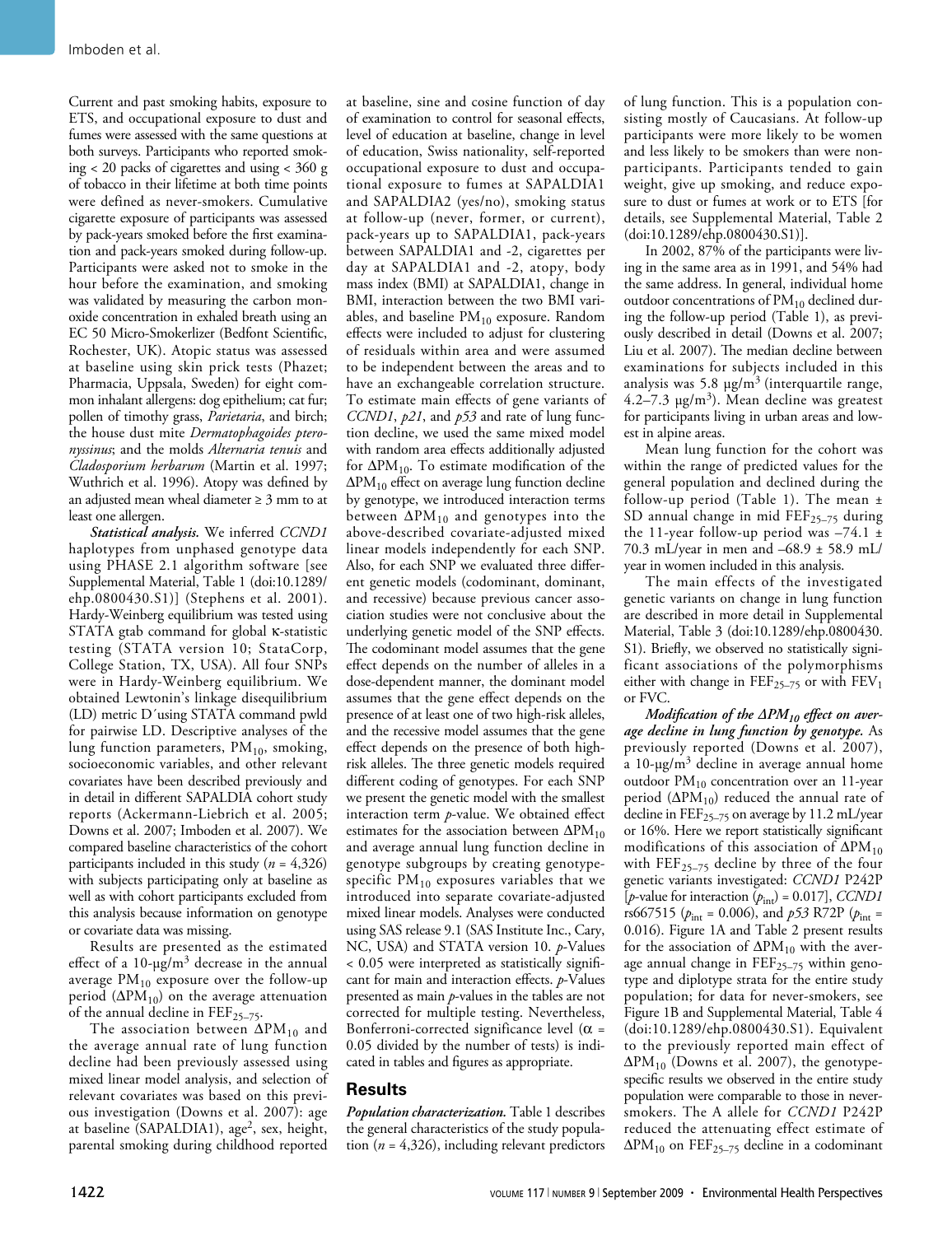Current and past smoking habits, exposure to ETS, and occupational exposure to dust and fumes were assessed with the same questions at both surveys. Participants who reported smoking < 20 packs of cigarettes and using < 360 g of tobacco in their lifetime at both time points were defined as never-smokers. Cumulative cigarette exposure of participants was assessed by pack-years smoked before the first examination and pack-years smoked during follow-up. Participants were asked not to smoke in the hour before the examination, and smoking was validated by measuring the carbon monoxide concentration in exhaled breath using an EC 50 Micro-Smokerlizer (Bedfont Scientific, Rochester, UK). Atopic status was assessed at baseline using skin prick tests (Phazet; Pharmacia, Uppsala, Sweden) for eight common inhalant allergens: dog epithelium; cat fur; pollen of timothy grass, *Parietaria*, and birch; the house dust mite *Dermatophagoides pteronyssinus*; and the molds *Alternaria tenuis* and *Cladosporium herbarum* (Martin et al. 1997; Wuthrich et al. 1996). Atopy was defined by an adjusted mean wheal diameter ≥ 3 mm to at least one allergen.

***Statistical analysis.*** We inferred *CCND1* haplotypes from unphased genotype data using PHASE 2.1 algorithm software [see Supplemental Material, Table 1 (doi:10.1289/ehp.0800430.S1)] (Stephens et al. 2001). Hardy-Weinberg equilibrium was tested using STATA gtab command for global κ-statistic testing (STATA version 10; StataCorp, College Station, TX, USA). All four SNPs were in Hardy-Weinberg equilibrium. We obtained Lewtonin's linkage disequilibrium (LD) metric D´using STATA command pwld for pairwise LD. Descriptive analyses of the lung function parameters, $PM_{10}$, smoking, socioeconomic variables, and other relevant covariates have been described previously and in detail in different SAPALDIA cohort study reports (Ackermann-Liebrich et al. 2005; Downs et al. 2007; Imboden et al. 2007). We compared baseline characteristics of the cohort participants included in this study ($n$ = 4,326) with subjects participating only at baseline as well as with cohort participants excluded from this analysis because information on genotype or covariate data was missing.

Results are presented as the estimated effect of a 10-μg/$m^3$ decrease in the annual average $PM_{10}$ exposure over the follow-up period ($\Delta PM_{10}$) on the average attenuation of the annual decline in $FEF_{25–75}$.

The association between $\Delta PM_{10}$ and the average annual rate of lung function decline had been previously assessed using mixed linear model analysis, and selection of relevant covariates was based on this previous investigation (Downs et al. 2007): age at baseline (SAPALDIA1), age², sex, height, parental smoking during childhood reported at baseline, sine and cosine function of day of examination to control for seasonal effects, level of education at baseline, change in level of education, Swiss nationality, self-reported occupational exposure to dust and occupational exposure to fumes at SAPALDIA1 and SAPALDIA2 (yes/no), smoking status at follow-up (never, former, or current), pack-years up to SAPALDIA1, pack-years between SAPALDIA1 and -2, cigarettes per day at SAPALDIA1 and -2, atopy, body mass index (BMI) at SAPALDIA1, change in BMI, interaction between the two BMI variables, and baseline $PM_{10}$ exposure. Random effects were included to adjust for clustering of residuals within area and were assumed to be independent between the areas and to have an exchangeable correlation structure. To estimate main effects of gene variants of *CCND1*, *p21*, and *p53* and rate of lung function decline, we used the same mixed model with random area effects additionally adjusted for $\Delta PM_{10}$. To estimate modification of the $\Delta PM_{10}$ effect on average lung function decline by genotype, we introduced interaction terms between $\Delta PM_{10}$ and genotypes into the above-described covariate-adjusted mixed linear models independently for each SNP. Also, for each SNP we evaluated three different genetic models (codominant, dominant, and recessive) because previous cancer association studies were not conclusive about the underlying genetic model of the SNP effects. The codominant model assumes that the gene effect depends on the number of alleles in a dose-dependent manner, the dominant model assumes that the gene effect depends on the presence of at least one of two high-risk alleles, and the recessive model assumes that the gene effect depends on the presence of both high-risk alleles. The three genetic models required different coding of genotypes. For each SNP we present the genetic model with the smallest interaction term $p$-value. We obtained effect estimates for the association between $\Delta PM_{10}$ and average annual lung function decline in genotype subgroups by creating genotype-specific $PM_{10}$ exposures variables that we introduced into separate covariate-adjusted mixed linear models. Analyses were conducted using SAS release 9.1 (SAS Institute Inc., Cary, NC, USA) and STATA version 10. $p$-Values < 0.05 were interpreted as statistically significant for main and interaction effects. $p$-Values presented as main $p$-values in the tables are not corrected for multiple testing. Nevertheless, Bonferroni-corrected significance level (α = 0.05 divided by the number of tests) is indicated in tables and figures as appropriate.

## Results

***Population characterization.*** Table 1 describes the general characteristics of the study population ($n$ = 4,326), including relevant predictors of lung function. This is a population consisting mostly of Caucasians. At follow-up participants were more likely to be women and less likely to be smokers than were nonparticipants. Participants tended to gain weight, give up smoking, and reduce exposure to dust or fumes at work or to ETS [for details, see Supplemental Material, Table 2 (doi:10.1289/ehp.0800430.S1)].

In 2002, 87% of the participants were living in the same area as in 1991, and 54% had the same address. In general, individual home outdoor concentrations of $PM_{10}$ declined during the follow-up period (Table 1), as previously described in detail (Downs et al. 2007; Liu et al. 2007). The median decline between examinations for subjects included in this analysis was 5.8 μg/$m^3$ (interquartile range, 4.2–7.3 μg/$m^3$). Mean decline was greatest for participants living in urban areas and lowest in alpine areas.

Mean lung function for the cohort was within the range of predicted values for the general population and declined during the follow-up period (Table 1). The mean ± SD annual change in mid $FEF_{25–75}$ during the 11-year follow-up period was –74.1 ± 70.3 mL/year in men and –68.9 ± 58.9 mL/year in women included in this analysis.

The main effects of the investigated genetic variants on change in lung function are described in more detail in Supplemental Material, Table 3 (doi:10.1289/ehp.0800430.S1). Briefly, we observed no statistically significant associations of the polymorphisms either with change in $FEF_{25–75}$ or with $FEV_1$ or FVC.

***Modification of the $\Delta PM_{10}$ effect on average decline in lung function by genotype.*** As previously reported (Downs et al. 2007), a 10-μg/$m^3$ decline in average annual home outdoor $PM_{10}$ concentration over an 11-year period ($\Delta PM_{10}$) reduced the annual rate of decline in $FEF_{25–75}$ on average by 11.2 mL/year or 16%. Here we report statistically significant modifications of this association of $\Delta PM_{10}$ with $FEF_{25–75}$ decline by three of the four genetic variants investigated: *CCND1* P242P [$p$-value for interaction ($p_{int}$) = 0.017], *CCND1* rs667515 ($p_{int}$ = 0.006), and *p53* R72P ($p_{int}$ = 0.016). Figure 1A and Table 2 present results for the association of $\Delta PM_{10}$ with the average annual change in $FEF_{25–75}$ within genotype and diplotype strata for the entire study population; for data for never-smokers, see Figure 1B and Supplemental Material, Table 4 (doi:10.1289/ehp.0800430.S1). Equivalent to the previously reported main effect of $\Delta PM_{10}$ (Downs et al. 2007), the genotype-specific results we observed in the entire study population were comparable to those in never-smokers. The A allele for *CCND1* P242P reduced the attenuating effect estimate of $\Delta PM_{10}$ on $FEF_{25–75}$ decline in a codominant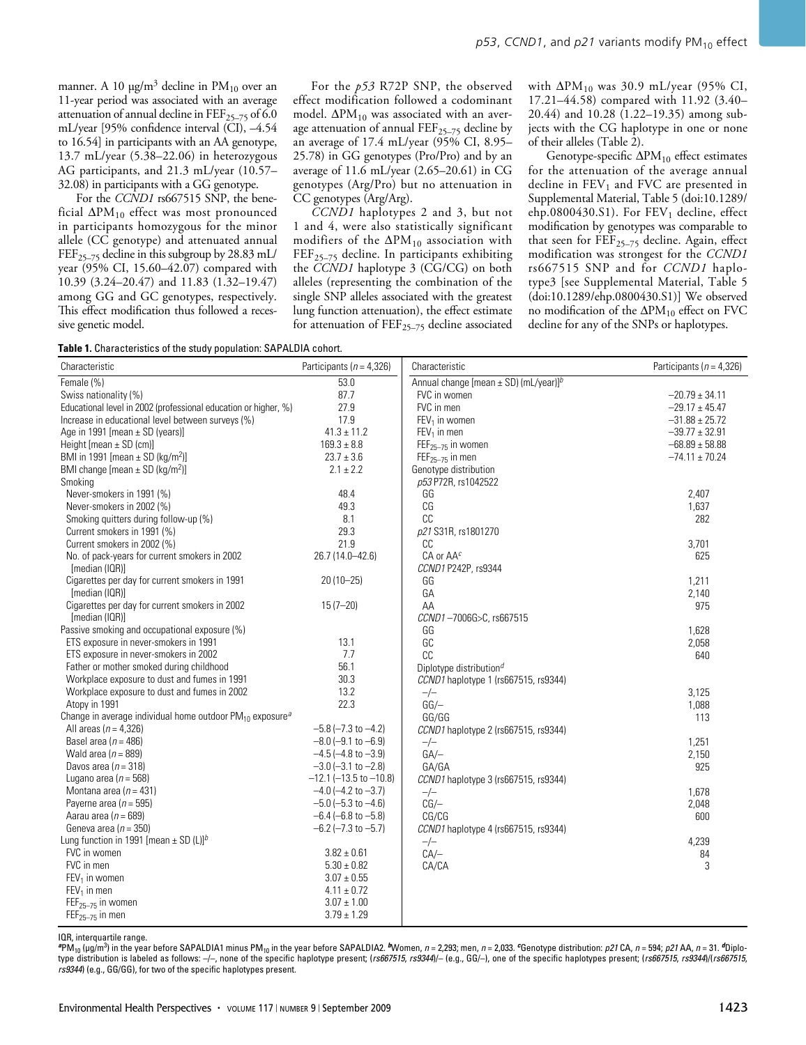manner. A 10 μg/m³ decline in $PM_{10}$ over an 11-year period was associated with an average attenuation of annual decline in $FEF_{25–75}$ of 6.0 mL/year [95% confidence interval (CI), –4.54 to 16.54] in participants with an AA genotype, 13.7 mL/year (5.38–22.06) in heterozygous AG participants, and 21.3 mL/year (10.57–32.08) in participants with a GG genotype.

For the *CCND1* rs667515 SNP, the beneficial $\Delta PM_{10}$ effect was most pronounced in participants homozygous for the minor allele (CC genotype) and attenuated annual $FEF_{25–75}$ decline in this subgroup by 28.83 mL/year (95% CI, 15.60–42.07) compared with 10.39 (3.24–20.47) and 11.83 (1.32–19.47) among GG and GC genotypes, respectively. This effect modification thus followed a recessive genetic model.

For the *p53* R72P SNP, the observed effect modification followed a codominant model. $\Delta PM_{10}$ was associated with an average attenuation of annual $FEF_{25–75}$ decline by an average of 17.4 mL/year (95% CI, 8.95–25.78) in GG genotypes (Pro/Pro) and by an average of 11.6 mL/year (2.65–20.61) in CG genotypes (Arg/Pro) but no attenuation in CC genotypes (Arg/Arg).

*CCND1* haplotypes 2 and 3, but not 1 and 4, were also statistically significant modifiers of the $\Delta PM_{10}$ association with $FEF_{25–75}$ decline. In participants exhibiting the *CCND1* haplotype 3 (CG/CG) on both alleles (representing the combination of the single SNP alleles associated with the greatest lung function attenuation), the effect estimate for attenuation of $FEF_{25–75}$ decline associated with $\Delta PM_{10}$ was 30.9 mL/year (95% CI, 17.21–44.58) compared with 11.92 (3.40–20.44) and 10.28 (1.22–19.35) among subjects with the CG haplotype in one or none of their alleles (Table 2).

Genotype-specific $\Delta PM_{10}$ effect estimates for the attenuation of the average annual decline in $FEV_1$ and FVC are presented in Supplemental Material, Table 5 (doi:10.1289/ehp.0800430.S1). For $FEV_1$ decline, effect modification by genotypes was comparable to that seen for $FEF_{25–75}$ decline. Again, effect modification was strongest for the *CCND1* rs667515 SNP and for *CCND1* haplotype3 [see Supplemental Material, Table 5 (doi:10.1289/ehp.0800430.S1)] We observed no modification of the $\Delta PM_{10}$ effect on FVC decline for any of the SNPs or haplotypes.

**Table 1.** Characteristics of the study population: SAPALDIA cohort.

| Characteristic | Participants ($n$ = 4,326) | Characteristic | Participants ($n$ = 4,326) |
|---|---|---|---|
| Female (%) | 53.0 | Annual change [mean ± SD) (mL/year)][b] | |
| Swiss nationality (%) | 87.7 | FVC in women | −20.79 ± 34.11 |
| Educational level in 2002 (professional education or higher, %) | 27.9 | FVC in men | −29.17 ± 45.47 |
| Increase in educational level between surveys (%) | 17.9 | $FEV_1$ in women | −31.88 ± 25.72 |
| Age in 1991 [mean ± SD (years)] | 41.3 ± 11.2 | $FEV_1$ in men | −39.77 ± 32.91 |
| Height [mean ± SD (cm)] | 169.3 ± 8.8 | $FEF_{25–75}$ in women | −68.89 ± 58.88 |
| BMI in 1991 [mean ± SD (kg/m²)] | 23.7 ± 3.6 | $FEF_{25–75}$ in men | −74.11 ± 70.24 |
| BMI change [mean ± SD (kg/m²)] | 2.1 ± 2.2 | Genotype distribution | |
| Smoking | | *p53* P72R, rs1042522 | |
| Never-smokers in 1991 (%) | 48.4 | GG | 2,407 |
| Never-smokers in 2002 (%) | 49.3 | CG | 1,637 |
| Smoking quitters during follow-up (%) | 8.1 | CC | 282 |
| Current smokers in 1991 (%) | 29.3 | *p21* S31R, rs1801270 | |
| Current smokers in 2002 (%) | 21.9 | CC | 3,701 |
| No. of pack-years for current smokers in 2002 [median (IQR)] | 26.7 (14.0–42.6) | CA or AA[c] | 625 |
| Cigarettes per day for current smokers in 1991 [median (IQR)] | 20 (10–25) | *CCND1* P242P, rs9344 | |
| | | GG | 1,211 |
| Cigarettes per day for current smokers in 2002 [median (IQR)] | 15 (7–20) | GA | 2,140 |
| | | AA | 975 |
| Passive smoking and occupational exposure (%) | | *CCND1* −7006G>C, rs667515 | |
| ETS exposure in never-smokers in 1991 | 13.1 | GG | 1,628 |
| ETS exposure in never-smokers in 2002 | 7.7 | GC | 2,058 |
| Father or mother smoked during childhood | 56.1 | CC | 640 |
| Workplace exposure to dust and fumes in 1991 | 30.3 | Diplotype distribution[d] | |
| Workplace exposure to dust and fumes in 2002 | 13.2 | *CCND1* haplotype 1 (rs667515, rs9344) | |
| Atopy in 1991 | 22.3 | –/– | 3,125 |
| Change in average individual home outdoor $PM_{10}$ exposure[a] | | GG/– | 1,088 |
| All areas ($n$ = 4,326) | −5.8 (−7.3 to −4.2) | GG/GG | 113 |
| Basel area ($n$ = 486) | −8.0 (−9.1 to −6.9) | *CCND1* haplotype 2 (rs667515, rs9344) | |
| Wald area ($n$ = 889) | −4.5 (−4.8 to −3.9) | –/– | 1,251 |
| Davos area ($n$ = 318) | −3.0 (−3.1 to −2.8) | GA/– | 2,150 |
| Lugano area ($n$ = 568) | −12.1 (−13.5 to −10.8) | GA/GA | 925 |
| Montana area ($n$ = 431) | −4.0 (−4.2 to −3.7) | *CCND1* haplotype 3 (rs667515, rs9344) | |
| Payerne area ($n$ = 595) | −5.0 (−5.3 to −4.6) | –/– | 1,678 |
| Aarau area ($n$ = 689) | −6.4 (−6.8 to −5.8) | CG/– | 2,048 |
| Geneva area ($n$ = 350) | −6.2 (−7.3 to −5.7) | CG/CG | 600 |
| Lung function in 1991 [mean ± SD (L)][b] | | *CCND1* haplotype 4 (rs667515, rs9344) | |
| FVC in women | 3.82 ± 0.61 | –/– | 4,239 |
| FVC in men | 5.30 ± 0.82 | CA/– | 84 |
| $FEV_1$ in women | 3.07 ± 0.55 | CA/CA | 3 |
| $FEV_1$ in men | 4.11 ± 0.72 | | |
| $FEF_{25–75}$ in women | 3.07 ± 1.00 | | |
| $FEF_{25–75}$ in men | 3.79 ± 1.29 | | |

IQR, interquartile range.
[a]$PM_{10}$ (μg/m³) in the year before SAPALDIA1 minus $PM_{10}$ in the year before SAPALDIA2. [b]Women, $n$ = 2,293; men, $n$ = 2,033. [c]Genotype distribution: *p21* CA, $n$ = 594; *p21* AA, $n$ = 31. [d]Diplotype distribution is labeled as follows: –/–, none of the specific haplotype present; (*rs667515, rs9344*)/– (e.g., GG/–), one of the specific haplotypes present; (*rs667515, rs9344*)/(*rs667515, rs9344*) (e.g., GG/GG), for two of the specific haplotypes present.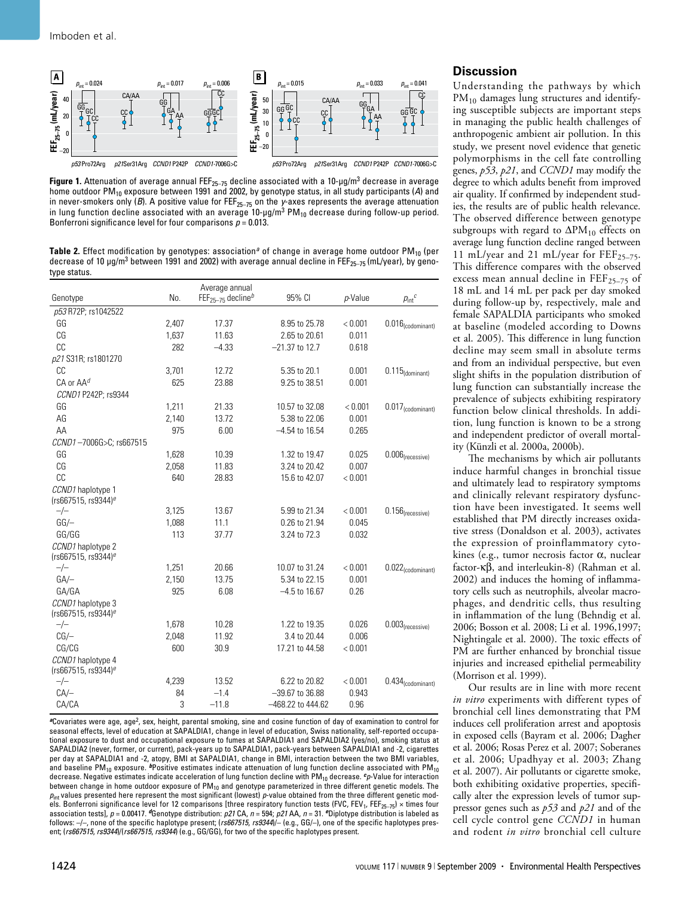**Figure 1.** Attenuation of average annual $FEF_{25–75}$ decline associated with a 10-µg/m$^3$ decrease in average home outdoor $PM_{10}$ exposure between 1991 and 2002, by genotype status, in all study participants (*A*) and in never-smokers only (*B*). A positive value for $FEF_{25–75}$ on the *y*-axes represents the average attenuation in lung function decline associated with an average 10-µg/m$^3$ $PM_{10}$ decrease during follow-up period. Bonferroni significance level for four comparisons $p = 0.013$.

**Table 2.** Effect modification by genotypes: association[a] of change in average home outdoor $PM_{10}$ (per decrease of 10 µg/m$^3$ between 1991 and 2002) with average annual decline in $FEF_{25–75}$ (mL/year), by genotype status.

| Genotype | No. | Average annual $FEF_{25–75}$ decline[b] | 95% CI | *p*-Value | $p_{int}$[c] |
|---|---|---|---|---|---|
| *p53* R72P; rs1042522 | | | | | |
| GG | 2,407 | 17.37 | 8.95 to 25.78 | < 0.001 | $0.016_{(codominant)}$ |
| CG | 1,637 | 11.63 | 2.65 to 20.61 | 0.011 | |
| CC | 282 | −4.33 | −21.37 to 12.7 | 0.618 | |
| *p21* S31R; rs1801270 | | | | | |
| CC | 3,701 | 12.72 | 5.35 to 20.1 | 0.001 | $0.115_{(dominant)}$ |
| CA or AA[d] | 625 | 23.88 | 9.25 to 38.51 | 0.001 | |
| *CCND1* P242P; rs9344 | | | | | |
| GG | 1,211 | 21.33 | 10.57 to 32.08 | < 0.001 | $0.017_{(codominant)}$ |
| AG | 2,140 | 13.72 | 5.38 to 22.06 | 0.001 | |
| AA | 975 | 6.00 | −4.54 to 16.54 | 0.265 | |
| *CCND1* −7006G>C; rs667515 | | | | | |
| GG | 1,628 | 10.39 | 1.32 to 19.47 | 0.025 | $0.006_{(recessive)}$ |
| CG | 2,058 | 11.83 | 3.24 to 20.42 | 0.007 | |
| CC | 640 | 28.83 | 15.6 to 42.07 | < 0.001 | |
| *CCND1* haplotype 1 (rs667515, rs9344)[e] | | | | | |
| −/− | 3,125 | 13.67 | 5.99 to 21.34 | < 0.001 | $0.156_{(recessive)}$ |
| GG/− | 1,088 | 11.1 | 0.26 to 21.94 | 0.045 | |
| GG/GG | 113 | 37.77 | 3.24 to 72.3 | 0.032 | |
| *CCND1* haplotype 2 (rs667515, rs9344)[e] | | | | | |
| −/− | 1,251 | 20.66 | 10.07 to 31.24 | < 0.001 | $0.022_{(codominant)}$ |
| GA/− | 2,150 | 13.75 | 5.34 to 22.15 | 0.001 | |
| GA/GA | 925 | 6.08 | −4.5 to 16.67 | 0.26 | |
| *CCND1* haplotype 3 (rs667515, rs9344)[e] | | | | | |
| −/− | 1,678 | 10.28 | 1.22 to 19.35 | 0.026 | $0.003_{(recessive)}$ |
| CG/− | 2,048 | 11.92 | 3.4 to 20.44 | 0.006 | |
| CG/CG | 600 | 30.9 | 17.21 to 44.58 | < 0.001 | |
| *CCND1* haplotype 4 (rs667515, rs9344)[e] | | | | | |
| −/− | 4,239 | 13.52 | 6.22 to 20.82 | < 0.001 | $0.434_{(codominant)}$ |
| CA/− | 84 | −1.4 | −39.67 to 36.88 | 0.943 | |
| CA/CA | 3 | −11.8 | −468.22 to 444.62 | 0.96 | |

[a]Covariates were age, age$^2$, sex, height, parental smoking, sine and cosine function of day of examination to control for seasonal effects, level of education at SAPALDIA1, change in level of education, Swiss nationality, self-reported occupational exposure to dust and occupational exposure to fumes at SAPALDIA1 and SAPALDIA2 (yes/no), smoking status at SAPALDIA2 (never, former, or current), pack-years up to SAPALDIA1, pack-years between SAPALDIA1 and -2, cigarettes per day at SAPALDIA1 and -2, atopy, BMI at SAPALDIA1, change in BMI, interaction between the two BMI variables, and baseline $PM_{10}$ exposure. [b]Positive estimates indicate attenuation of lung function decline associated with $PM_{10}$ decrease. Negative estimates indicate acceleration of lung function decline with $PM_{10}$ decrease. [c]*p*-Value for interaction between change in home outdoor exposure of $PM_{10}$ and genotype parameterized in three different genetic models. The $p_{int}$ values presented here represent the most significant (lowest) *p*-value obtained from the three different genetic models. Bonferroni significance level for 12 comparisons [three respiratory function tests (FVC, $FEV_1$, $FEF_{25–75}$) × times four association tests], $p = 0.00417$. [d]Genotype distribution: *p21* CA, *n* = 594; *p21* AA, *n* = 31. [e]Diplotype distribution is labeled as follows: −/−, none of the specific haplotype present; (*rs667515, rs9344*)/− (e.g., GG/−), one of the specific haplotypes present; (*rs667515, rs9344*)/(*rs667515, rs9344*) (e.g., GG/GG), for two of the specific haplotypes present.

## Discussion

Understanding the pathways by which $PM_{10}$ damages lung structures and identifying susceptible subjects are important steps in managing the public health challenges of anthropogenic ambient air pollution. In this study, we present novel evidence that genetic polymorphisms in the cell fate controlling genes, *p53*, *p21*, and *CCND1* may modify the degree to which adults benefit from improved air quality. If confirmed by independent studies, the results are of public health relevance. The observed difference between genotype subgroups with regard to $\Delta PM_{10}$ effects on average lung function decline ranged between 11 mL/year and 21 mL/year for $FEF_{25–75}$. This difference compares with the observed excess mean annual decline in $FEF_{25–75}$ of 18 mL and 14 mL per pack per day smoked during follow-up by, respectively, male and female SAPALDIA participants who smoked at baseline (modeled according to Downs et al. 2005). This difference in lung function decline may seem small in absolute terms and from an individual perspective, but even slight shifts in the population distribution of lung function can substantially increase the prevalence of subjects exhibiting respiratory function below clinical thresholds. In addition, lung function is known to be a strong and independent predictor of overall mortality (Künzli et al. 2000a, 2000b).

The mechanisms by which air pollutants induce harmful changes in bronchial tissue and ultimately lead to respiratory symptoms and clinically relevant respiratory dysfunction have been investigated. It seems well established that PM directly increases oxidative stress (Donaldson et al. 2003), activates the expression of proinflammatory cytokines (e.g., tumor necrosis factor α, nuclear factor-κβ, and interleukin-8) (Rahman et al. 2002) and induces the homing of inflammatory cells such as neutrophils, alveolar macrophages, and dendritic cells, thus resulting in inflammation of the lung (Behndig et al. 2006; Bosson et al. 2008; Li et al. 1996,1997; Nightingale et al. 2000). The toxic effects of PM are further enhanced by bronchial tissue injuries and increased epithelial permeability (Morrison et al. 1999).

Our results are in line with more recent *in vitro* experiments with different types of bronchial cell lines demonstrating that PM induces cell proliferation arrest and apoptosis in exposed cells (Bayram et al. 2006; Dagher et al. 2006; Rosas Perez et al. 2007; Soberanes et al. 2006; Upadhyay et al. 2003; Zhang et al. 2007). Air pollutants or cigarette smoke, both exhibiting oxidative properties, specifically alter the expression levels of tumor suppressor genes such as *p53* and *p21* and of the cell cycle control gene *CCND1* in human and rodent *in vitro* bronchial cell culture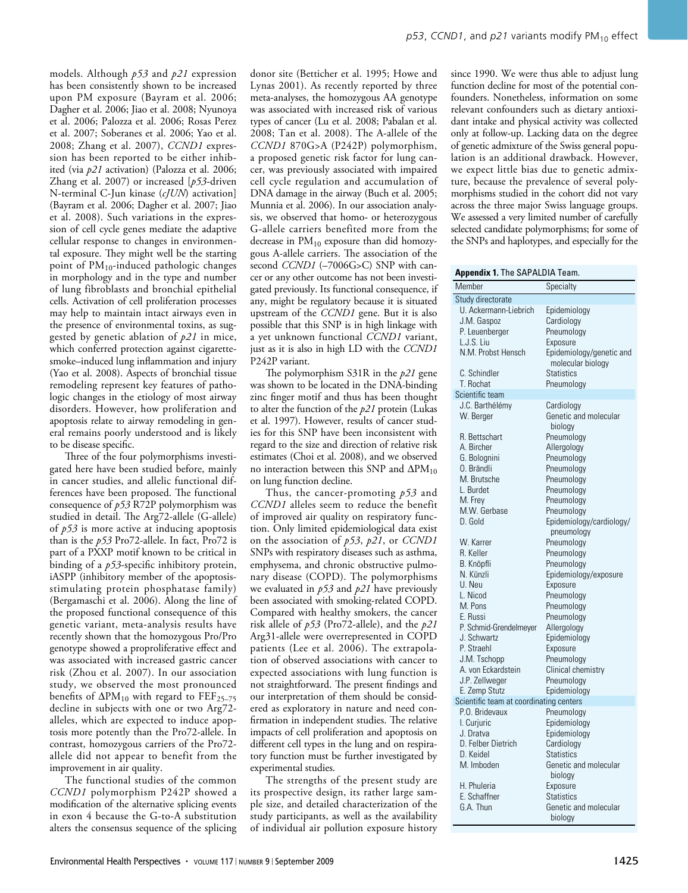models. Although *p53* and *p21* expression has been consistently shown to be increased upon PM exposure (Bayram et al. 2006; Dagher et al. 2006; Jiao et al. 2008; Nyunoya et al. 2006; Palozza et al. 2006; Rosas Perez et al. 2007; Soberanes et al. 2006; Yao et al. 2008; Zhang et al. 2007), *CCND1* expression has been reported to be either inhibited (via *p21* activation) (Palozza et al. 2006; Zhang et al. 2007) or increased [*p53*-driven N-terminal C-Jun kinase (*cJUN*) activation] (Bayram et al. 2006; Dagher et al. 2007; Jiao et al. 2008). Such variations in the expression of cell cycle genes mediate the adaptive cellular response to changes in environmental exposure. They might well be the starting point of $PM_{10}$-induced pathologic changes in morphology and in the type and number of lung fibroblasts and bronchial epithelial cells. Activation of cell proliferation processes may help to maintain intact airways even in the presence of environmental toxins, as suggested by genetic ablation of *p21* in mice, which conferred protection against cigarette-smoke–induced lung inflammation and injury (Yao et al. 2008). Aspects of bronchial tissue remodeling represent key features of pathologic changes in the etiology of most airway disorders. However, how proliferation and apoptosis relate to airway remodeling in general remains poorly understood and is likely to be disease specific.

Three of the four polymorphisms investigated here have been studied before, mainly in cancer studies, and allelic functional differences have been proposed. The functional consequence of *p53* R72P polymorphism was studied in detail. The Arg72-allele (G-allele) of *p53* is more active at inducing apoptosis than is the *p53* Pro72-allele. In fact, Pro72 is part of a PXXP motif known to be critical in binding of a *p53*-specific inhibitory protein, iASPP (inhibitory member of the apoptosis-stimulating protein phosphatase family) (Bergamaschi et al. 2006). Along the line of the proposed functional consequence of this genetic variant, meta-analysis results have recently shown that the homozygous Pro/Pro genotype showed a proproliferative effect and was associated with increased gastric cancer risk (Zhou et al. 2007). In our association study, we observed the most pronounced benefits of $\Delta PM_{10}$ with regard to $FEF_{25–75}$ decline in subjects with one or two Arg72-alleles, which are expected to induce apoptosis more potently than the Pro72-allele. In contrast, homozygous carriers of the Pro72-allele did not appear to benefit from the improvement in air quality.

The functional studies of the common *CCND1* polymorphism P242P showed a modification of the alternative splicing events in exon 4 because the G-to-A substitution alters the consensus sequence of the splicing donor site (Betticher et al. 1995; Howe and Lynas 2001). As recently reported by three meta-analyses, the homozygous AA genotype was associated with increased risk of various types of cancer (Lu et al. 2008; Pabalan et al. 2008; Tan et al. 2008). The A-allele of the *CCND1* 870G>A (P242P) polymorphism, a proposed genetic risk factor for lung cancer, was previously associated with impaired cell cycle regulation and accumulation of DNA damage in the airway (Buch et al. 2005; Munnia et al. 2006). In our association analysis, we observed that homo- or heterozygous G-allele carriers benefited more from the decrease in $PM_{10}$ exposure than did homozygous A-allele carriers. The association of the second *CCND1* (–7006G>C) SNP with cancer or any other outcome has not been investigated previously. Its functional consequence, if any, might be regulatory because it is situated upstream of the *CCND1* gene. But it is also possible that this SNP is in high linkage with a yet unknown functional *CCND1* variant, just as it is also in high LD with the *CCND1* P242P variant.

The polymorphism S31R in the *p21* gene was shown to be located in the DNA-binding zinc finger motif and thus has been thought to alter the function of the *p21* protein (Lukas et al. 1997). However, results of cancer studies for this SNP have been inconsistent with regard to the size and direction of relative risk estimates (Choi et al. 2008), and we observed no interaction between this SNP and $\Delta PM_{10}$ on lung function decline.

Thus, the cancer-promoting *p53* and *CCND1* alleles seem to reduce the benefit of improved air quality on respiratory function. Only limited epidemiological data exist on the association of *p53*, *p21*, or *CCND1* SNPs with respiratory diseases such as asthma, emphysema, and chronic obstructive pulmonary disease (COPD). The polymorphisms we evaluated in *p53* and *p21* have previously been associated with smoking-related COPD. Compared with healthy smokers, the cancer risk allele of *p53* (Pro72-allele), and the *p21* Arg31-allele were overrepresented in COPD patients (Lee et al. 2006). The extrapolation of observed associations with cancer to expected associations with lung function is not straightforward. The present findings and our interpretation of them should be considered as exploratory in nature and need confirmation in independent studies. The relative impacts of cell proliferation and apoptosis on different cell types in the lung and on respiratory function must be further investigated by experimental studies.

The strengths of the present study are its prospective design, its rather large sample size, and detailed characterization of the study participants, as well as the availability of individual air pollution exposure history since 1990. We were thus able to adjust lung function decline for most of the potential confounders. Nonetheless, information on some relevant confounders such as dietary antioxidant intake and physical activity was collected only at follow-up. Lacking data on the degree of genetic admixture of the Swiss general population is an additional drawback. However, we expect little bias due to genetic admixture, because the prevalence of several polymorphisms studied in the cohort did not vary across the three major Swiss language groups. We assessed a very limited number of carefully selected candidate polymorphisms; for some of the SNPs and haplotypes, and especially for the

**Appendix 1.** The SAPALDIA Team.

| Member | Specialty |
|---|---|
| Study directorate | |
| U. Ackermann-Liebrich | Epidemiology |
| J.M. Gaspoz | Cardiology |
| P. Leuenberger | Pneumology |
| L.J.S. Liu | Exposure |
| N.M. Probst Hensch | Epidemiology/genetic and molecular biology |
| C. Schindler | Statistics |
| T. Rochat | Pneumology |
| Scientific team | |
| J.C. Barthélémy | Cardiology |
| W. Berger | Genetic and molecular biology |
| R. Bettschart | Pneumology |
| A. Bircher | Allergology |
| G. Bolognini | Pneumology |
| O. Brändli | Pneumology |
| M. Brutsche | Pneumology |
| L. Burdet | Pneumology |
| M. Frey | Pneumology |
| M.W. Gerbase | Pneumology |
| D. Gold | Epidemiology/cardiology/pneumology |
| W. Karrer | Pneumology |
| R. Keller | Pneumology |
| B. Knöpfli | Pneumology |
| N. Künzli | Epidemiology/exposure |
| U. Neu | Exposure |
| L. Nicod | Pneumology |
| M. Pons | Pneumology |
| E. Russi | Pneumology |
| P. Schmid-Grendelmeyer | Allergology |
| J. Schwartz | Epidemiology |
| P. Straehl | Exposure |
| J.M. Tschopp | Pneumology |
| A. von Eckardstein | Clinical chemistry |
| J.P. Zellweger | Pneumology |
| E. Zemp Stutz | Epidemiology |
| Scientific team at coordinating centers | |
| P.O. Bridevaux | Pneumology |
| I. Curjuric | Epidemiology |
| J. Dratva | Epidemiology |
| D. Felber Dietrich | Cardiology |
| D. Keidel | Statistics |
| M. Imboden | Genetic and molecular biology |
| H. Phuleria | Exposure |
| E. Schaffner | Statistics |
| G.A. Thun | Genetic and molecular biology |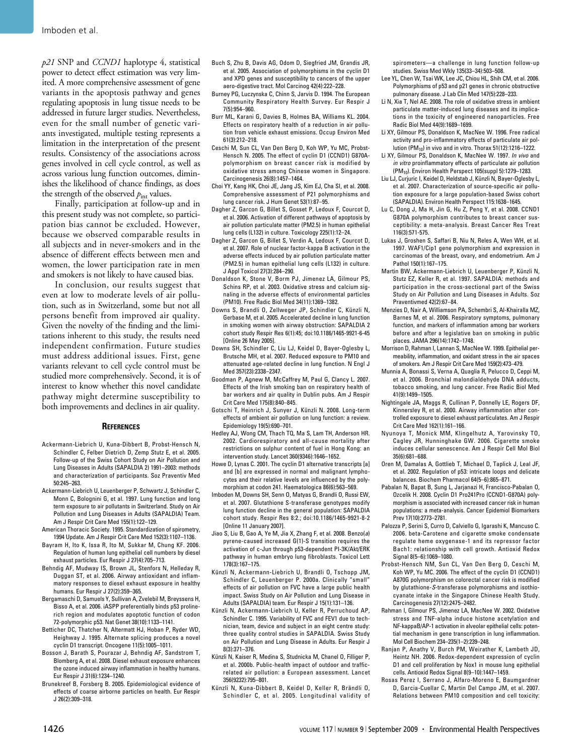*p21* SNP and *CCND1* haplotype 4, statistical power to detect effect estimation was very limited. A more comprehensive assessment of gene variants in the apoptosis pathway and genes regulating apoptosis in lung tissue needs to be addressed in future larger studies. Nevertheless, even for the small number of genetic variants investigated, multiple testing represents a limitation in the interpretation of the present results. Consistency of the associations across genes involved in cell cycle control, as well as across various lung function outcomes, diminishes the likelihood of chance findings, as does the strength of the observed $p_{int}$ values.

Finally, participation at follow-up and in this present study was not complete, so participation bias cannot be excluded. However, because we observed comparable results in all subjects and in never-smokers and in the absence of different effects between men and women, the lower participation rate in men and smokers is not likely to have caused bias.

In conclusion, our results suggest that even at low to moderate levels of air pollution, such as in Switzerland, some but not all persons benefit from improved air quality. Given the novelty of the finding and the limitations inherent to this study, the results need independent confirmation. Future studies must address additional issues. First, gene variants relevant to cell cycle control must be studied more comprehensively. Second, it is of interest to know whether this novel candidate pathway might determine susceptibility to both improvements and declines in air quality.

## References

Ackermann-Liebrich U, Kuna-Dibbert B, Probst-Hensch N, Schindler C, Felber Dietrich D, Zemp Stutz E, et al. 2005. Follow-up of the Swiss Cohort Study on Air Pollution and Lung Diseases in Adults (SAPALDIA 2) 1991–2003: methods and characterization of participants. Soz Praventiv Med 50:245–263.

Ackermann-Liebrich U, Leuenberger P, Schwartz J, Schindler C, Monn C, Bolognini G, et al. 1997. Lung function and long term exposure to air pollutants in Switzerland. Study on Air Pollution and Lung Diseases in Adults (SAPALDIA) Team. Am J Respir Crit Care Med 155(1):122–129.

American Thoracic Society. 1995. Standardization of spirometry, 1994 Update. Am J Respir Crit Care Med 152(3):1107–1136.

Bayram H, Ito K, Issa R, Ito M, Sukkar M, Chung KF. 2006. Regulation of human lung epithelial cell numbers by diesel exhaust particles. Eur Respir J 27(4):705–713.

Behndig AF, Mudway IS, Brown JL, Stenfors N, Helleday R, Duggan ST, et al. 2006. Airway antioxidant and inflammatory responses to diesel exhaust exposure in healthy humans. Eur Respir J 27(2):359–365.

Bergamaschi D, Samuels Y, Sullivan A, Zvelebil M, Breyssens H, Bisso A, et al. 2006. iASPP preferentially binds p53 proline-rich region and modulates apoptotic function of codon 72-polymorphic p53. Nat Genet 38(10):1133–1141.

Betticher DC, Thatcher N, Altermatt HJ, Hoban P, Ryder WD, Heighway J. 1995. Alternate splicing produces a novel cyclin D1 transcript. Oncogene 11(5):1005–1011.

Bosson J, Barath S, Pourazar J, Behndig AF, Sandstrom T, Blomberg A, et al. 2008. Diesel exhaust exposure enhances the ozone induced airway inflammation in healthy humans. Eur Respir J 31(6):1234–1240.

Brunekreef B, Forsberg B. 2005. Epidemiological evidence of effects of coarse airborne particles on health. Eur Respir J 26(2):309–318.

Buch S, Zhu B, Davis AG, Odom D, Siegfried JM, Grandis JR, et al. 2005. Association of polymorphisms in the cyclin D1 and XPD genes and susceptibility to cancers of the upper aero-digestive tract. Mol Carcinog 42(4):222–228.

Burney PG, Luczynska C, Chinn S, Jarvis D. 1994. The European Community Respiratory Health Survey. Eur Respir J 7(5):954–960.

Burr ML, Karani G, Davies B, Holmes BA, Williams KL. 2004. Effects on respiratory health of a reduction in air pollution from vehicle exhaust emissions. Occup Environ Med 61(3):212–218.

Ceschi M, Sun CL, Van Den Berg D, Koh WP, Yu MC, Probst-Hensch N. 2005. The effect of cyclin D1 (CCND1) G870A-polymorphism on breast cancer risk is modified by oxidative stress among Chinese women in Singapore. Carcinogenesis 26(8):1457–1464.

Choi YY, Kang HK, Choi JE, Jang JS, Kim EJ, Cha SI, et al. 2008. Comprehensive assessment of P21 polymorphisms and lung cancer risk. J Hum Genet 53(1):87–95.

Dagher Z, Garcon G, Billet S, Gosset P, Ledoux F, Courcot D, et al. 2006. Activation of different pathways of apoptosis by air pollution particulate matter (PM2.5) in human epithelial lung cells (L132) in culture. Toxicology 225(1):12–24.

Dagher Z, Garcon G, Billet S, Verdin A, Ledoux F, Courcot D, et al. 2007. Role of nuclear factor-kappa B activation in the adverse effects induced by air pollution particulate matter (PM2.5) in human epithelial lung cells (L132) in culture. J Appl Toxicol 27(3):284–290.

Donaldson K, Stone V, Borm PJ, Jimenez LA, Gilmour PS, Schins RP, et al. 2003. Oxidative stress and calcium signaling in the adverse effects of environmental particles (PM10). Free Radic Biol Med 34(11):1369–1382.

Downs S, Brandli O, Zellweger JP, Schindler C, Künzli N, Gerbase M, et al. 2005. Accelerated decline in lung function in smoking women with airway obstruction: SAPALDIA 2 cohort study Respir Res 6(1):45; doi:10.1186/1465-9921-6-45 [Online 26 May 2005].

Downs SH, Schindler C, Liu LJ, Keidel D, Bayer-Oglesby L, Brutsche MH, et al. 2007. Reduced exposure to PM10 and attenuated age-related decline in lung function. N Engl J Med 357(23):2338–2347.

Goodman P, Agnew M, McCaffrey M, Paul G, Clancy L. 2007. Effects of the Irish smoking ban on respiratory health of bar workers and air quality in Dublin pubs. Am J Respir Crit Care Med 175(8):840–845.

Gotschi T, Heinrich J, Sunyer J, Künzli N. 2008. Long-term effects of ambient air pollution on lung function: a review. Epidemiology 19(5):690–701.

Hedley AJ, Wong CM, Thach TQ, Ma S, Lam TH, Anderson HR. 2002. Cardiorespiratory and all-cause mortality after restrictions on sulphur content of fuel in Hong Kong: an intervention study. Lancet 360(9346):1646–1652.

Howe D, Lynas C. 2001. The cyclin D1 alternative transcripts [a] and [b] are expressed in normal and malignant lymphocytes and their relative levels are influenced by the polymorphism at codon 241. Haematologica 86(6):563–569.

Imboden M, Downs SH, Senn O, Matyas G, Brandli O, Russi EW, et al. 2007. Glutathione S-transferase genotypes modify lung function decline in the general population: SAPALDIA cohort study. Respir Res 8:2.; doi:10.1186/1465-9921-8-2 [Online 11 January 2007].

Jiao S, Liu B, Gao A, Ye M, Jia X, Zhang F, et al. 2008. Benzo(*a*)pyrene-caused increased G(1)-S transition requires the activation of c-Jun through p53-dependent PI-3K/Akt/ERK pathway in human embryo lung fibroblasts. Toxicol Lett 178(3):167–175.

Künzli N, Ackermann-Liebrich U, Brandli O, Tschopp JM, Schindler C, Leuenberger P. 2000a. Clinically "small" effects of air pollution on FVC have a large public health impact. Swiss Study on Air Pollution and Lung Disease in Adults (SAPALDIA) team. Eur Respir J 15(1):131–136.

Künzli N, Ackermann-Liebrich U, Keller R, Perruchoud AP, Schindler C. 1995. Variability of FVC and FEV1 due to technician, team, device and subject in an eight centre study: three quality control studies in SAPALDIA. Swiss Study on Air Pollution and Lung Disease in Adults. Eur Respir J 8(3):371–376.

Künzli N, Kaiser R, Medina S, Studnicka M, Chanel O, Filliger P, et al. 2000b. Public-health impact of outdoor and traffic-related air pollution: a European assessment. Lancet 356(9232):795–801.

Künzli N, Kuna-Dibbert B, Keidel D, Keller R, Brändli O, Schindler C, et al. 2005. Longitudinal validity of spirometers—a challenge in lung function follow-up studies. Swiss Med Wkly 135(33–34):503–508.

Lee YL, Chen W, Tsai WK, Lee JC, Chiou HL, Shih CM, et al. 2006. Polymorphisms of p53 and p21 genes in chronic obstructive pulmonary disease. J Lab Clin Med 147(5):228–233.

Li N, Xia T, Nel AE. 2008. The role of oxidative stress in ambient particulate matter-induced lung diseases and its implications in the toxicity of engineered nanoparticles. Free Radic Biol Med 44(9):1689–1699.

Li XY, Gilmour PS, Donaldson K, MacNee W. 1996. Free radical activity and pro-inflammatory effects of particulate air pollution ($PM_{10}$) in vivo and in vitro. Thorax 51(12):1216–1222.

Li XY, Gilmour PS, Donaldson K, MacNee W. 1997. *In vivo* and *in vitro* proinflammatory effects of particulate air pollution ($PM_{10}$). Environ Health Perspect 105(suppl 5):1279–1283.

Liu LJ, Curjuric I, Keidel D, Heldstab J, Künzli N, Bayer-Oglesby L, et al. 2007. Characterization of source-specific air pollution exposure for a large population-based Swiss cohort (SAPALDIA). Environ Health Perspect 115:1638–1645.

Lu C, Dong J, Ma H, Jin G, Hu Z, Peng Y, et al. 2008. CCND1 G870A polymorphism contributes to breast cancer susceptibility: a meta-analysis. Breast Cancer Res Treat 116(3):571-575.

Lukas J, Groshen S, Saffari B, Niu N, Reles A, Wen WH, et al. 1997. WAF1/Cip1 gene polymorphism and expression in carcinomas of the breast, ovary, and endometrium. Am J Pathol 150(1):167–175.

Martin BW, Ackermann-Liebrich U, Leuenberger P, Künzli N, Stutz EZ, Keller R, et al. 1997. SAPALDIA: methods and participation in the cross-sectional part of the Swiss Study on Air Pollution and Lung Diseases in Adults. Soz Praventivmed 42(2):67–84.

Menzies D, Nair A, Williamson PA, Schembri S, Al-Khairalla MZ, Barnes M, et al. 2006. Respiratory symptoms, pulmonary function, and markers of inflammation among bar workers before and after a legislative ban on smoking in public places. JAMA 296(14):1742–1748.

Morrison D, Rahman I, Lannan S, MacNee W. 1999. Epithelial permeability, inflammation, and oxidant stress in the air spaces of smokers. Am J Respir Crit Care Med 159(2):473–479.

Munnia A, Bonassi S, Verna A, Quaglia R, Pelucco D, Ceppi M, et al. 2006. Bronchial malondialdehyde DNA adducts, tobacco smoking, and lung cancer. Free Radic Biol Med 41(9):1499–1505.

Nightingale JA, Maggs R, Cullinan P, Donnelly LE, Rogers DF, Kinnersley R, et al. 2000. Airway inflammation after controlled exposure to diesel exhaust particulates. Am J Respir Crit Care Med 162(1):161–166.

Nyunoya T, Monick MM, Klingelhutz A, Yarovinsky TO, Cagley JR, Hunninghake GW. 2006. Cigarette smoke induces cellular senescence. Am J Respir Cell Mol Biol 35(6):681–688.

Oren M, Damalas A, Gottlieb T, Michael D, Taplick J, Leal JF, et al. 2002. Regulation of p53: intricate loops and delicate balances. Biochem Pharmacol 64(5–6):865–871.

Pabalan N, Bapat B, Sung L, Jarjanazi H, Francisco-Pabalan O, Ozcelik H. 2008. Cyclin D1 Pro241Pro (CCND1-G870A) polymorphism is associated with increased cancer risk in human populations: a meta-analysis. Cancer Epidemiol Biomarkers Prev 17(10):2773–2781.

Palozza P, Serini S, Curro D, Calviello G, Igarashi K, Mancuso C. 2006. beta-Carotene and cigarette smoke condensate regulate heme oxygenase-1 and its repressor factor Bach1: relationship with cell growth. Antioxid Redox Signal 8(5–6):1069–1080.

Probst-Hensch NM, Sun CL, Van Den Berg D, Ceschi M, Koh WP, Yu MC. 2006. The effect of the cyclin D1 (CCND1) A870G polymorphism on colorectal cancer risk is modified by glutathione-*S*-transferase polymorphisms and isothiocyanate intake in the Singapore Chinese Health Study. Carcinogenesis 27(12):2475–2482.

Rahman I, Gilmour PS, Jimenez LA, MacNee W. 2002. Oxidative stress and TNF-alpha induce histone acetylation and NF-kappaB/AP-1 activation in alveolar epithelial cells: potential mechanism in gene transcription in lung inflammation. Mol Cell Biochem 234–235(1–2):239–248.

Ranjan P, Anathy V, Burch PM, Weirather K, Lambeth JD, Heintz NH. 2006. Redox-dependent expression of cyclin D1 and cell proliferation by Nox1 in mouse lung epithelial cells. Antioxid Redox Signal 8(9–10):1447–1459.

Rosas Perez I, Serrano J, Alfaro-Moreno E, Baumgardner D, Garcia-Cuellar C, Martin Del Campo JM, et al. 2007. Relations between PM10 composition and cell toxicity: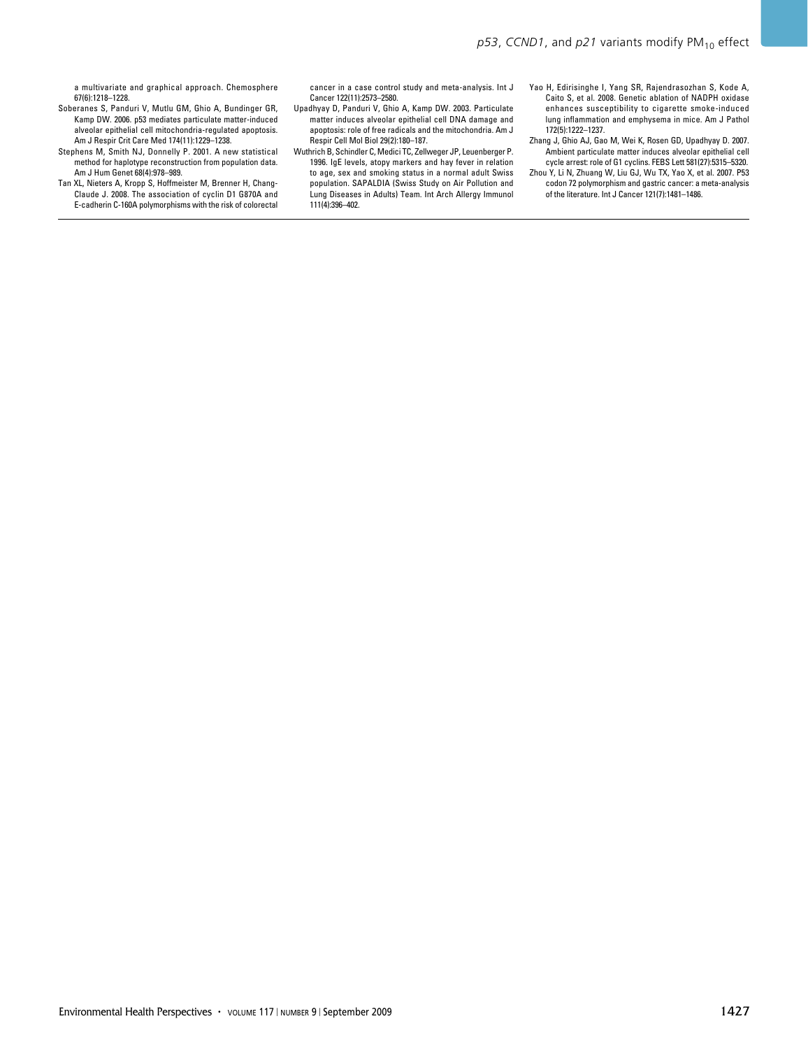a multivariate and graphical approach. Chemosphere 67(6):1218–1228.

Soberanes S, Panduri V, Mutlu GM, Ghio A, Bundinger GR, Kamp DW. 2006. p53 mediates particulate matter-induced alveolar epithelial cell mitochondria-regulated apoptosis. Am J Respir Crit Care Med 174(11):1229–1238.

Stephens M, Smith NJ, Donnelly P. 2001. A new statistical method for haplotype reconstruction from population data. Am J Hum Genet 68(4):978–989.

Tan XL, Nieters A, Kropp S, Hoffmeister M, Brenner H, Chang-Claude J. 2008. The association of cyclin D1 G870A and E-cadherin C-160A polymorphisms with the risk of colorectal cancer in a case control study and meta-analysis. Int J Cancer 122(11):2573–2580.

Upadhyay D, Panduri V, Ghio A, Kamp DW. 2003. Particulate matter induces alveolar epithelial cell DNA damage and apoptosis: role of free radicals and the mitochondria. Am J Respir Cell Mol Biol 29(2):180–187.

Wuthrich B, Schindler C, Medici TC, Zellweger JP, Leuenberger P. 1996. IgE levels, atopy markers and hay fever in relation to age, sex and smoking status in a normal adult Swiss population. SAPALDIA (Swiss Study on Air Pollution and Lung Diseases in Adults) Team. Int Arch Allergy Immunol 111(4):396–402.

Yao H, Edirisinghe I, Yang SR, Rajendrasozhan S, Kode A, Caito S, et al. 2008. Genetic ablation of NADPH oxidase enhances susceptibility to cigarette smoke-induced lung inflammation and emphysema in mice. Am J Pathol 172(5):1222–1237.

Zhang J, Ghio AJ, Gao M, Wei K, Rosen GD, Upadhyay D. 2007. Ambient particulate matter induces alveolar epithelial cell cycle arrest: role of G1 cyclins. FEBS Lett 581(27):5315–5320.

Zhou Y, Li N, Zhuang W, Liu GJ, Wu TX, Yao X, et al. 2007. P53 codon 72 polymorphism and gastric cancer: a meta-analysis of the literature. Int J Cancer 121(7):1481–1486.